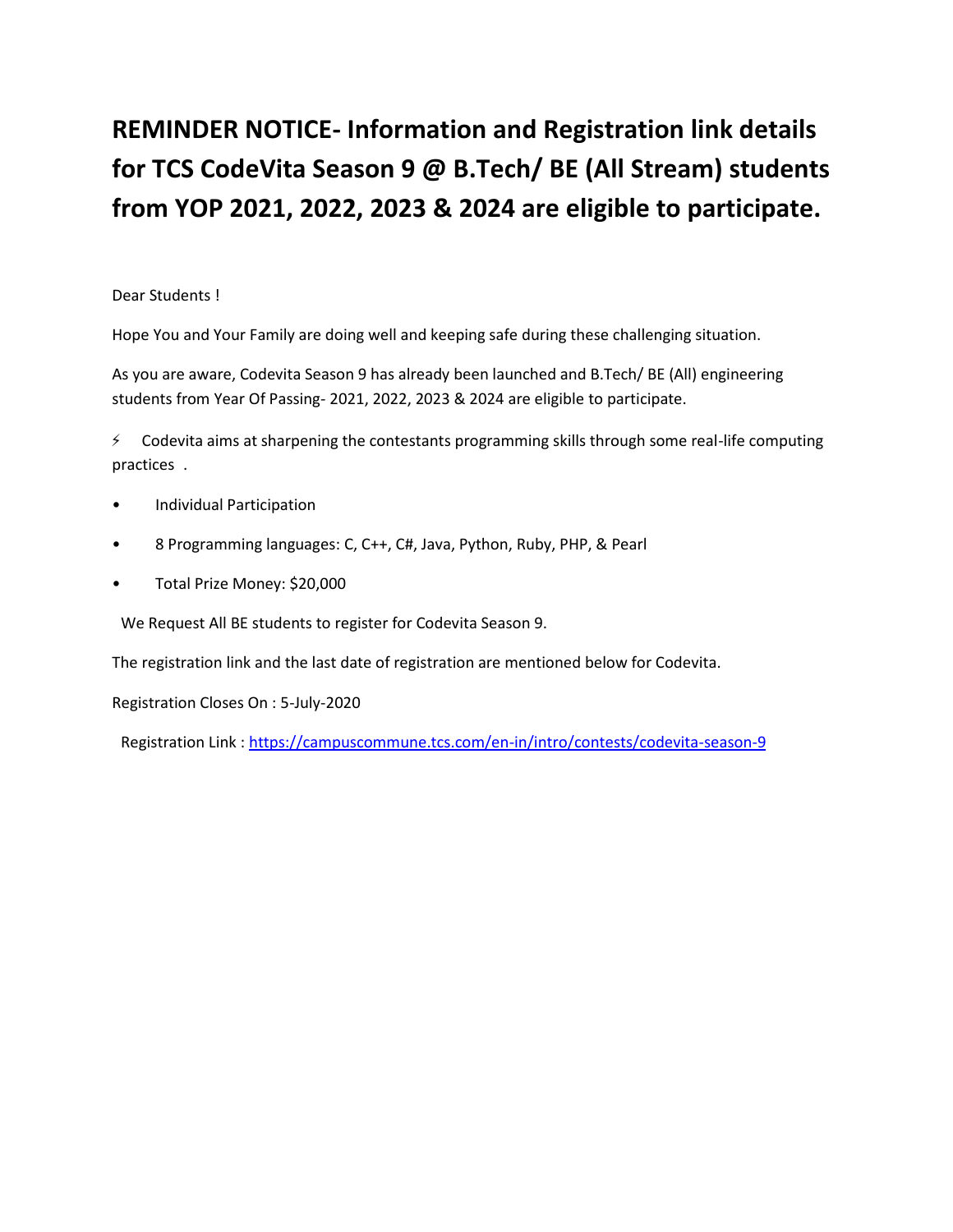# REMINDER NOTICE- Information and Registration link details for TCS CodeVita Season 9 @ B.Tech/ BE (All Stream) students from YOP 2021, 2022, 2023 & 2024 are eligible to participate.

Dear Students !

Hope You and Your Family are doing well and keeping safe during these challenging situation.

As you are aware, Codevita Season 9 has already been launched and B.Tech/ BE (All) engineering students from Year Of Passing- 2021, 2022, 2023 & 2024 are eligible to participate.

⚡ Codevita aims at sharpening the contestants programming skills through some real-life computing practices .

- Individual Participation
- 8 Programming languages: C, C++, C#, Java, Python, Ruby, PHP, & Pearl
- Total Prize Money: $20,000

We Request All BE students to register for Codevita Season 9.

The registration link and the last date of registration are mentioned below for Codevita.

Registration Closes On : 5-July-2020

Registration Link : [https://campuscommune.tcs.com/en-in/intro/contests/codevita-season-9](https://campuscommune.tcs.com/en-in/intro/contests/codevita-season-9)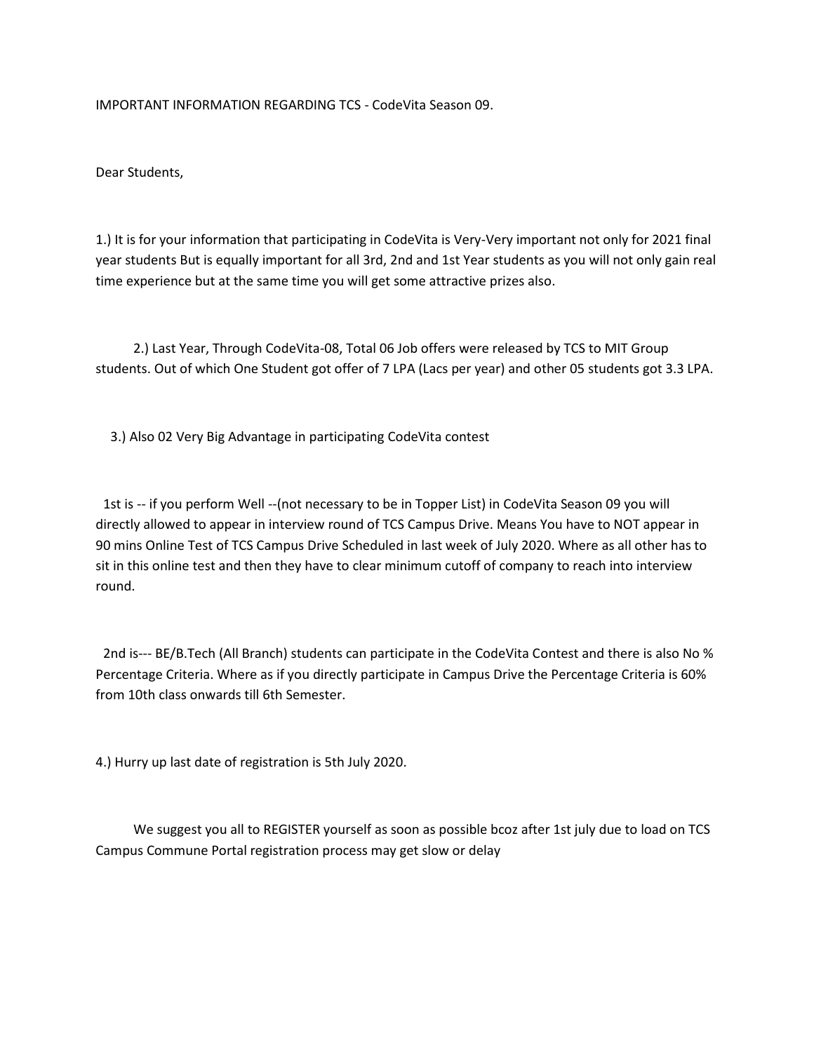IMPORTANT INFORMATION REGARDING TCS - CodeVita Season 09.

Dear Students,

1.) It is for your information that participating in CodeVita is Very-Very important not only for 2021 final year students But is equally important for all 3rd, 2nd and 1st Year students as you will not only gain real time experience but at the same time you will get some attractive prizes also.

2.) Last Year, Through CodeVita-08, Total 06 Job offers were released by TCS to MIT Group students. Out of which One Student got offer of 7 LPA (Lacs per year) and other 05 students got 3.3 LPA.

3.) Also 02 Very Big Advantage in participating CodeVita contest

1st is -- if you perform Well --(not necessary to be in Topper List) in CodeVita Season 09 you will directly allowed to appear in interview round of TCS Campus Drive. Means You have to NOT appear in 90 mins Online Test of TCS Campus Drive Scheduled in last week of July 2020. Where as all other has to sit in this online test and then they have to clear minimum cutoff of company to reach into interview round.

2nd is--- BE/B.Tech (All Branch) students can participate in the CodeVita Contest and there is also No % Percentage Criteria. Where as if you directly participate in Campus Drive the Percentage Criteria is 60% from 10th class onwards till 6th Semester.

4.) Hurry up last date of registration is 5th July 2020.

We suggest you all to REGISTER yourself as soon as possible bcoz after 1st july due to load on TCS Campus Commune Portal registration process may get slow or delay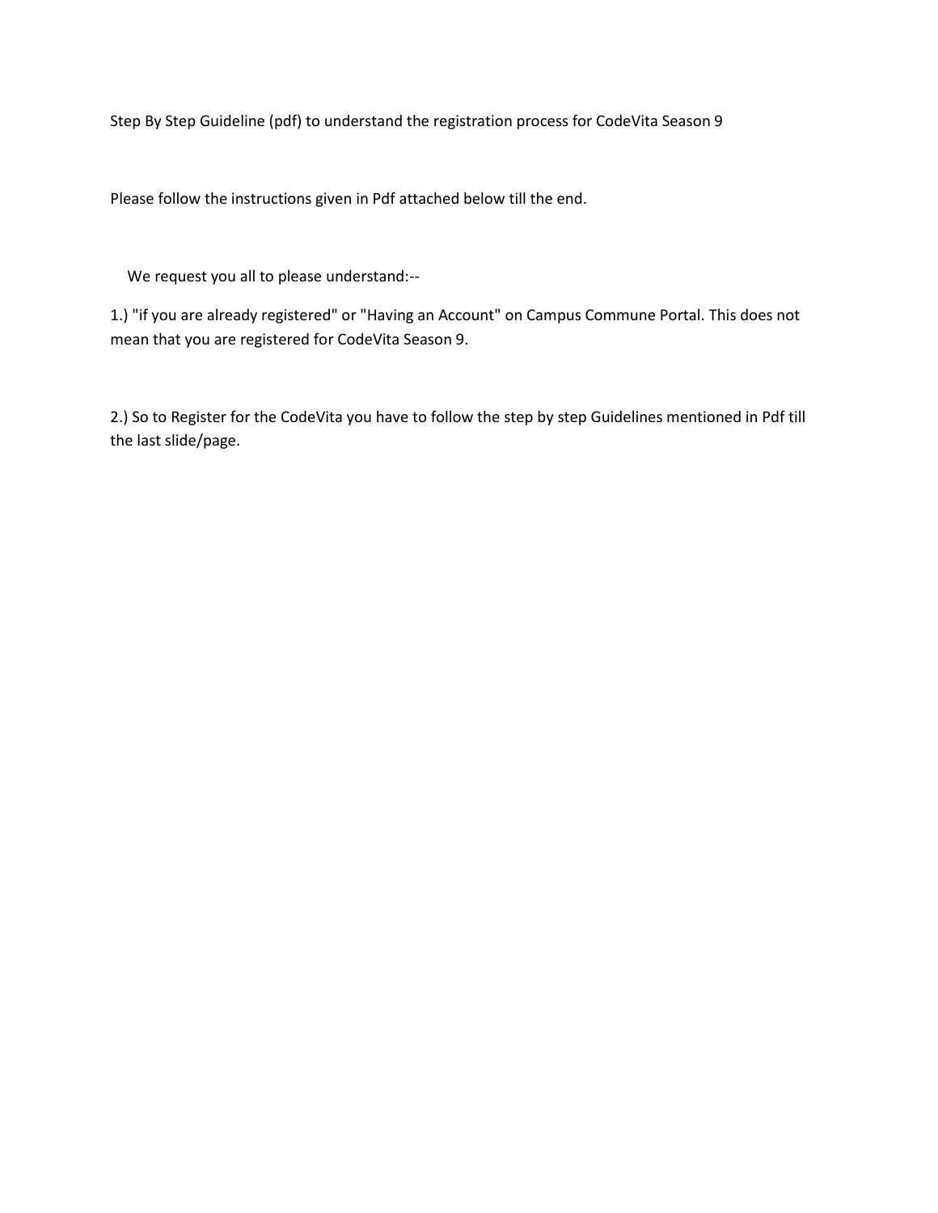Step By Step Guideline (pdf) to understand the registration process for CodeVita Season 9

Please follow the instructions given in Pdf attached below till the end.

We request you all to please understand:--

1.) "if you are already registered" or "Having an Account" on Campus Commune Portal. This does not mean that you are registered for CodeVita Season 9.

2.) So to Register for the CodeVita you have to follow the step by step Guidelines mentioned in Pdf till the last slide/page.